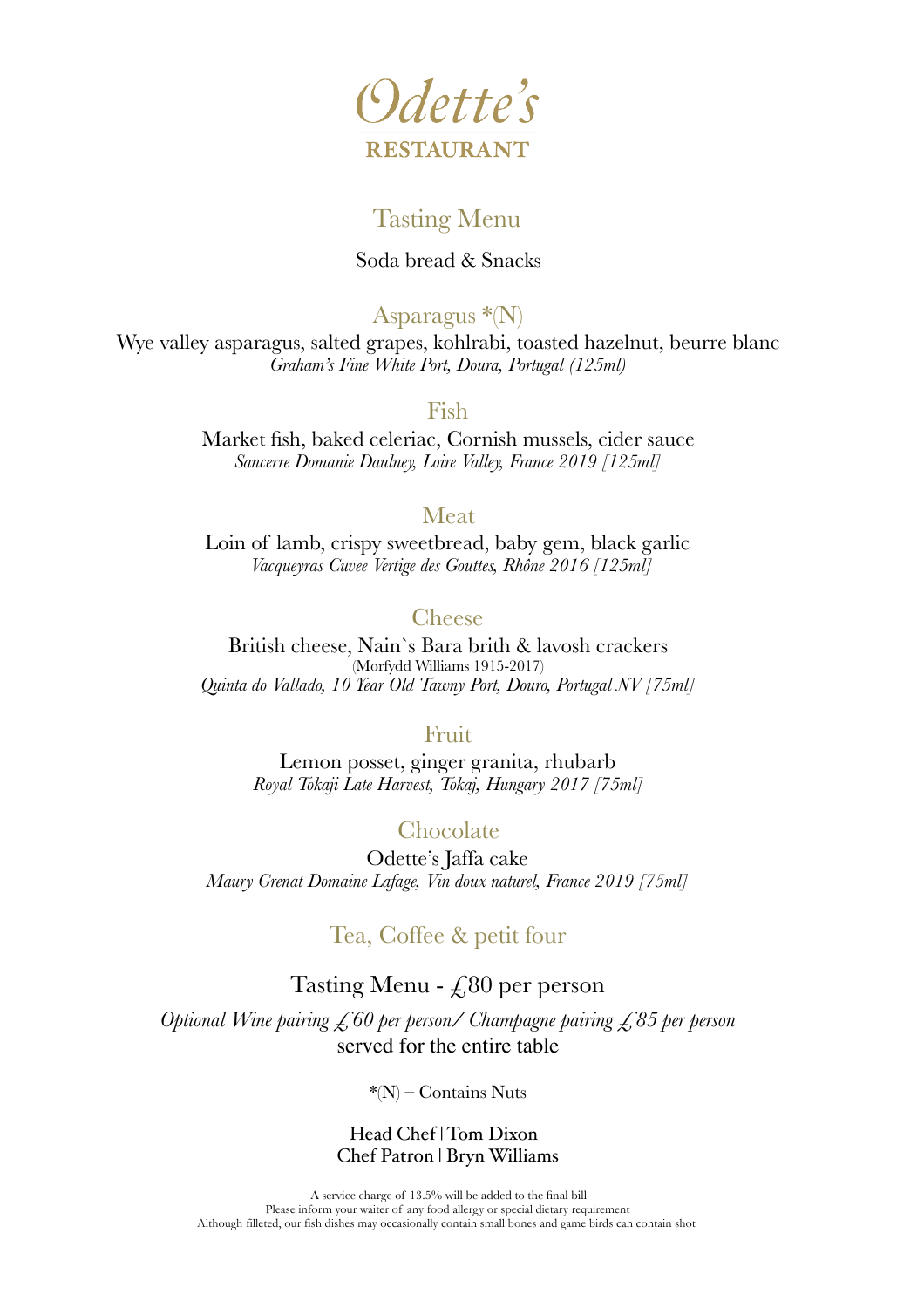# Odette's

RESTAURANT

## Tasting Menu

Soda bread & Snacks

### Asparagus *(N)

Wye valley asparagus, salted grapes, kohlrabi, toasted hazelnut, beurre blanc

*Graham's Fine White Port, Doura, Portugal (125ml)*

### Fish

Market fish, baked celeriac, Cornish mussels, cider sauce

*Sancerre Domanie Daulney, Loire Valley, France 2019 [125ml]*

### Meat

Loin of lamb, crispy sweetbread, baby gem, black garlic

*Vacqueyras Cuvee Vertige des Gouttes, Rhône 2016 [125ml]*

### Cheese

British cheese, Nain`s Bara brith & lavosh crackers

(Morfydd Williams 1915-2017)

*Quinta do Vallado, 10 Year Old Tawny Port, Douro, Portugal NV [75ml]*

### Fruit

Lemon posset, ginger granita, rhubarb

*Royal Tokaji Late Harvest, Tokaj, Hungary 2017 [75ml]*

### Chocolate

Odette's Jaffa cake

*Maury Grenat Domaine Lafage, Vin doux naturel, France 2019 [75ml]*

### Tea, Coffee & petit four

Tasting Menu - £80 per person

*Optional Wine pairing £60 per person/ Champagne pairing £85 per person*
served for the entire table

*(N) – Contains Nuts

Head Chef | Tom Dixon
Chef Patron | Bryn Williams

A service charge of 13.5% will be added to the final bill
Please inform your waiter of any food allergy or special dietary requirement
Although filleted, our fish dishes may occasionally contain small bones and game birds can contain shot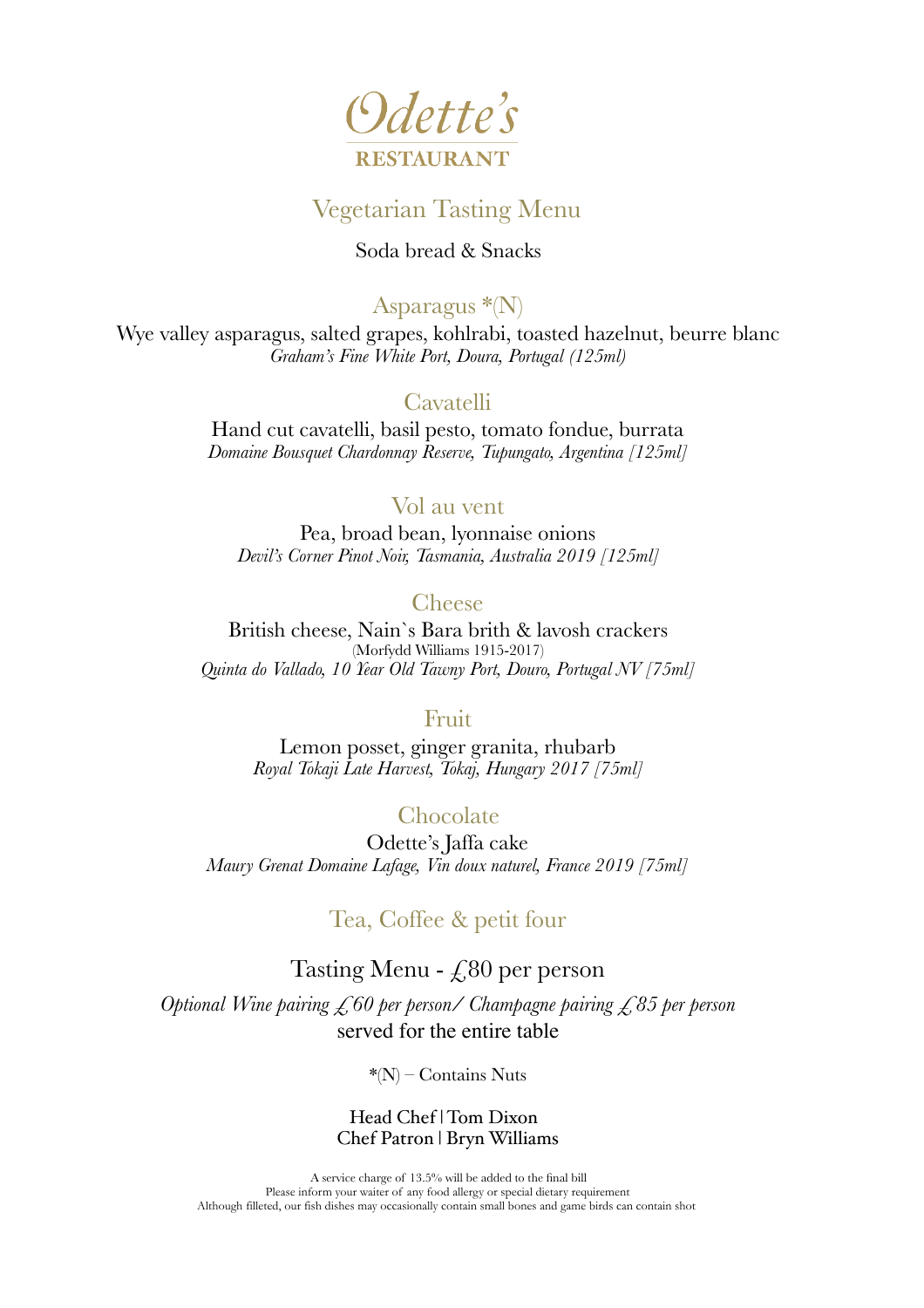# Odette's
**RESTAURANT**

## Vegetarian Tasting Menu

Soda bread & Snacks

### Asparagus *(N)

Wye valley asparagus, salted grapes, kohlrabi, toasted hazelnut, beurre blanc
*Graham's Fine White Port, Doura, Portugal (125ml)*

### Cavatelli

Hand cut cavatelli, basil pesto, tomato fondue, burrata
*Domaine Bousquet Chardonnay Reserve, Tupungato, Argentina [125ml]*

### Vol au vent

Pea, broad bean, lyonnaise onions
*Devil's Corner Pinot Noir, Tasmania, Australia 2019 [125ml]*

### Cheese

British cheese, Nain`s Bara brith & lavosh crackers
(Morfydd Williams 1915-2017)
*Quinta do Vallado, 10 Year Old Tawny Port, Douro, Portugal NV [75ml]*

### Fruit

Lemon posset, ginger granita, rhubarb
*Royal Tokaji Late Harvest, Tokaj, Hungary 2017 [75ml]*

### Chocolate

Odette's Jaffa cake
*Maury Grenat Domaine Lafage, Vin doux naturel, France 2019 [75ml]*

### Tea, Coffee & petit four

Tasting Menu - £80 per person

*Optional Wine pairing £60 per person/ Champagne pairing £85 per person*
served for the entire table

*(N) – Contains Nuts

Head Chef | Tom Dixon
Chef Patron | Bryn Williams

A service charge of 13.5% will be added to the final bill
Please inform your waiter of any food allergy or special dietary requirement
Although filleted, our fish dishes may occasionally contain small bones and game birds can contain shot